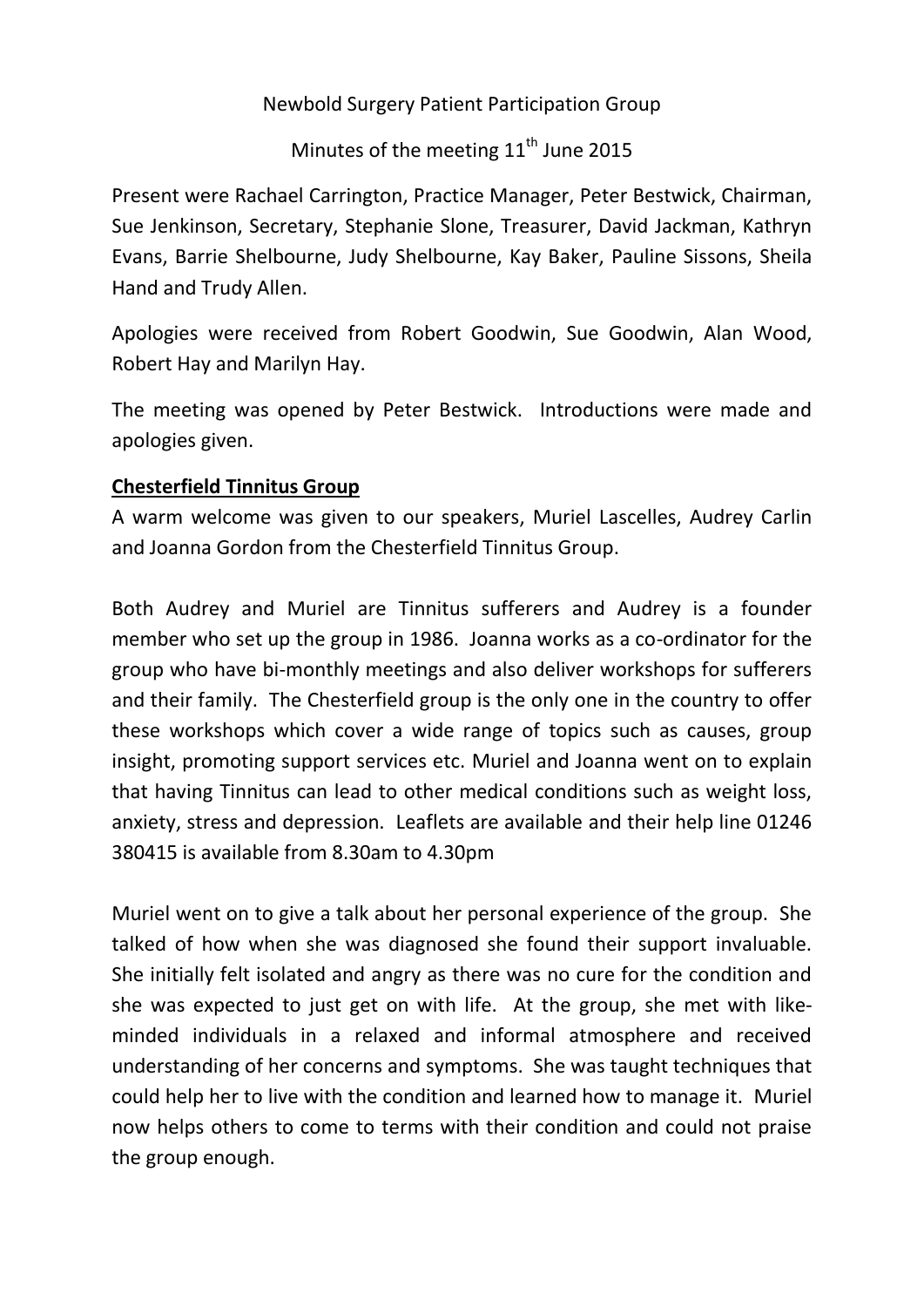Newbold Surgery Patient Participation Group

Minutes of the meeting 11th June 2015

Present were Rachael Carrington, Practice Manager, Peter Bestwick, Chairman, Sue Jenkinson, Secretary, Stephanie Slone, Treasurer, David Jackman, Kathryn Evans, Barrie Shelbourne, Judy Shelbourne, Kay Baker, Pauline Sissons, Sheila Hand and Trudy Allen.

Apologies were received from Robert Goodwin, Sue Goodwin, Alan Wood, Robert Hay and Marilyn Hay.

The meeting was opened by Peter Bestwick. Introductions were made and apologies given.

**Chesterfield Tinnitus Group**

A warm welcome was given to our speakers, Muriel Lascelles, Audrey Carlin and Joanna Gordon from the Chesterfield Tinnitus Group.

Both Audrey and Muriel are Tinnitus sufferers and Audrey is a founder member who set up the group in 1986. Joanna works as a co-ordinator for the group who have bi-monthly meetings and also deliver workshops for sufferers and their family. The Chesterfield group is the only one in the country to offer these workshops which cover a wide range of topics such as causes, group insight, promoting support services etc. Muriel and Joanna went on to explain that having Tinnitus can lead to other medical conditions such as weight loss, anxiety, stress and depression. Leaflets are available and their help line 01246 380415 is available from 8.30am to 4.30pm

Muriel went on to give a talk about her personal experience of the group. She talked of how when she was diagnosed she found their support invaluable. She initially felt isolated and angry as there was no cure for the condition and she was expected to just get on with life. At the group, she met with like-minded individuals in a relaxed and informal atmosphere and received understanding of her concerns and symptoms. She was taught techniques that could help her to live with the condition and learned how to manage it. Muriel now helps others to come to terms with their condition and could not praise the group enough.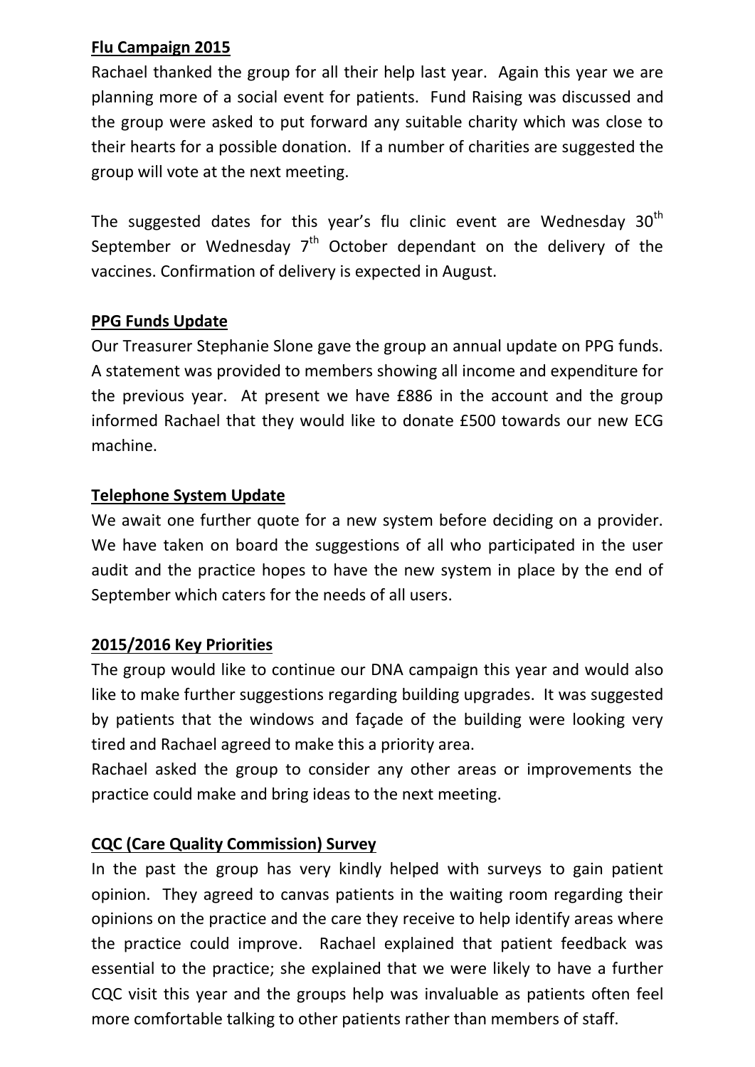**Flu Campaign 2015**

Rachael thanked the group for all their help last year. Again this year we are planning more of a social event for patients. Fund Raising was discussed and the group were asked to put forward any suitable charity which was close to their hearts for a possible donation. If a number of charities are suggested the group will vote at the next meeting.

The suggested dates for this year's flu clinic event are Wednesday 30th September or Wednesday 7th October dependant on the delivery of the vaccines. Confirmation of delivery is expected in August.

**PPG Funds Update**

Our Treasurer Stephanie Slone gave the group an annual update on PPG funds. A statement was provided to members showing all income and expenditure for the previous year. At present we have £886 in the account and the group informed Rachael that they would like to donate £500 towards our new ECG machine.

**Telephone System Update**

We await one further quote for a new system before deciding on a provider. We have taken on board the suggestions of all who participated in the user audit and the practice hopes to have the new system in place by the end of September which caters for the needs of all users.

**2015/2016 Key Priorities**

The group would like to continue our DNA campaign this year and would also like to make further suggestions regarding building upgrades. It was suggested by patients that the windows and façade of the building were looking very tired and Rachael agreed to make this a priority area.

Rachael asked the group to consider any other areas or improvements the practice could make and bring ideas to the next meeting.

**CQC (Care Quality Commission) Survey**

In the past the group has very kindly helped with surveys to gain patient opinion. They agreed to canvas patients in the waiting room regarding their opinions on the practice and the care they receive to help identify areas where the practice could improve. Rachael explained that patient feedback was essential to the practice; she explained that we were likely to have a further CQC visit this year and the groups help was invaluable as patients often feel more comfortable talking to other patients rather than members of staff.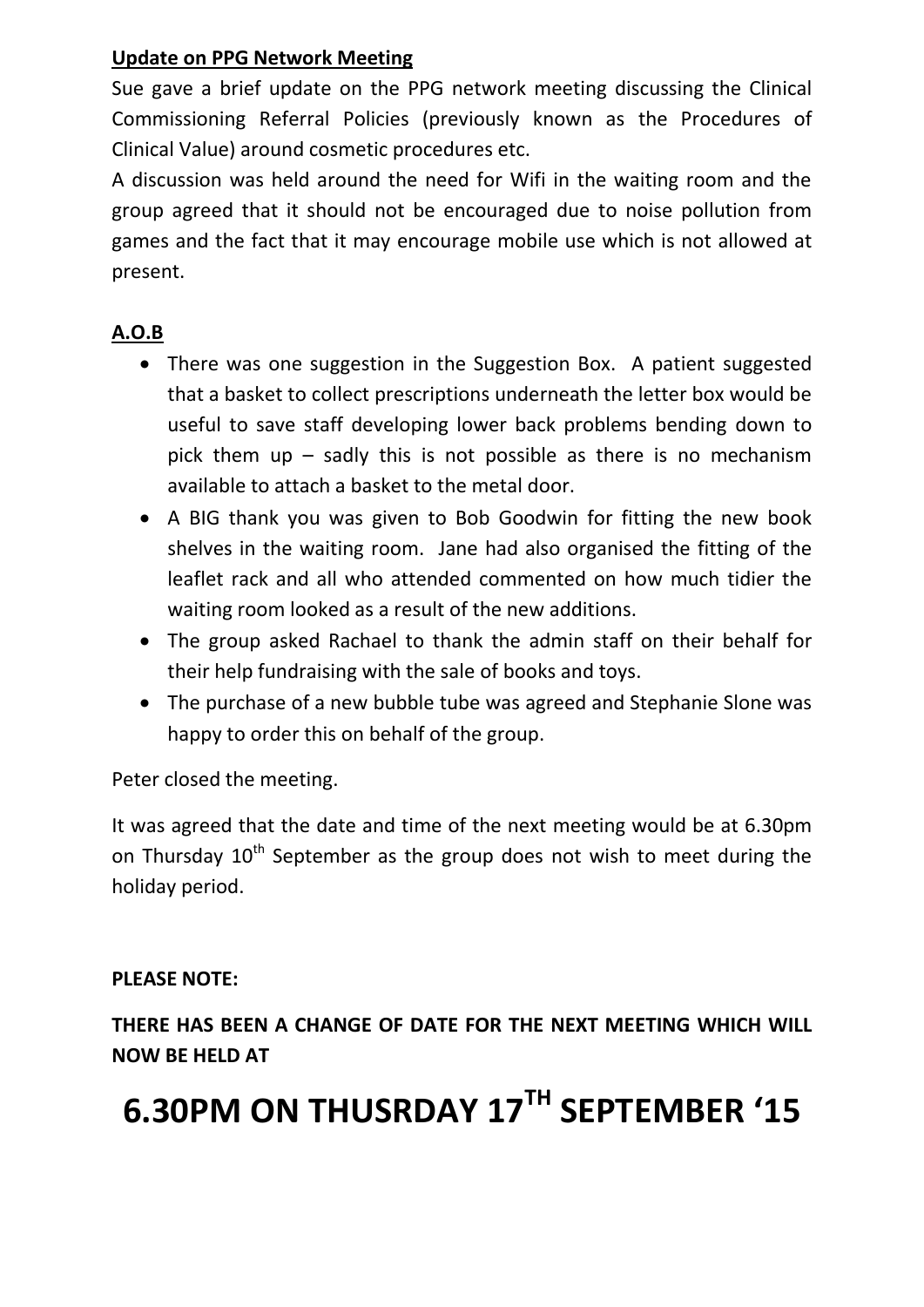**Update on PPG Network Meeting**

Sue gave a brief update on the PPG network meeting discussing the Clinical Commissioning Referral Policies (previously known as the Procedures of Clinical Value) around cosmetic procedures etc.

A discussion was held around the need for Wifi in the waiting room and the group agreed that it should not be encouraged due to noise pollution from games and the fact that it may encourage mobile use which is not allowed at present.

**A.O.B**

- There was one suggestion in the Suggestion Box. A patient suggested that a basket to collect prescriptions underneath the letter box would be useful to save staff developing lower back problems bending down to pick them up – sadly this is not possible as there is no mechanism available to attach a basket to the metal door.
- A BIG thank you was given to Bob Goodwin for fitting the new book shelves in the waiting room. Jane had also organised the fitting of the leaflet rack and all who attended commented on how much tidier the waiting room looked as a result of the new additions.
- The group asked Rachael to thank the admin staff on their behalf for their help fundraising with the sale of books and toys.
- The purchase of a new bubble tube was agreed and Stephanie Slone was happy to order this on behalf of the group.

Peter closed the meeting.

It was agreed that the date and time of the next meeting would be at 6.30pm on Thursday 10th September as the group does not wish to meet during the holiday period.

**PLEASE NOTE:**

**THERE HAS BEEN A CHANGE OF DATE FOR THE NEXT MEETING WHICH WILL NOW BE HELD AT**

# 6.30PM ON THUSRDAY 17TH SEPTEMBER '15